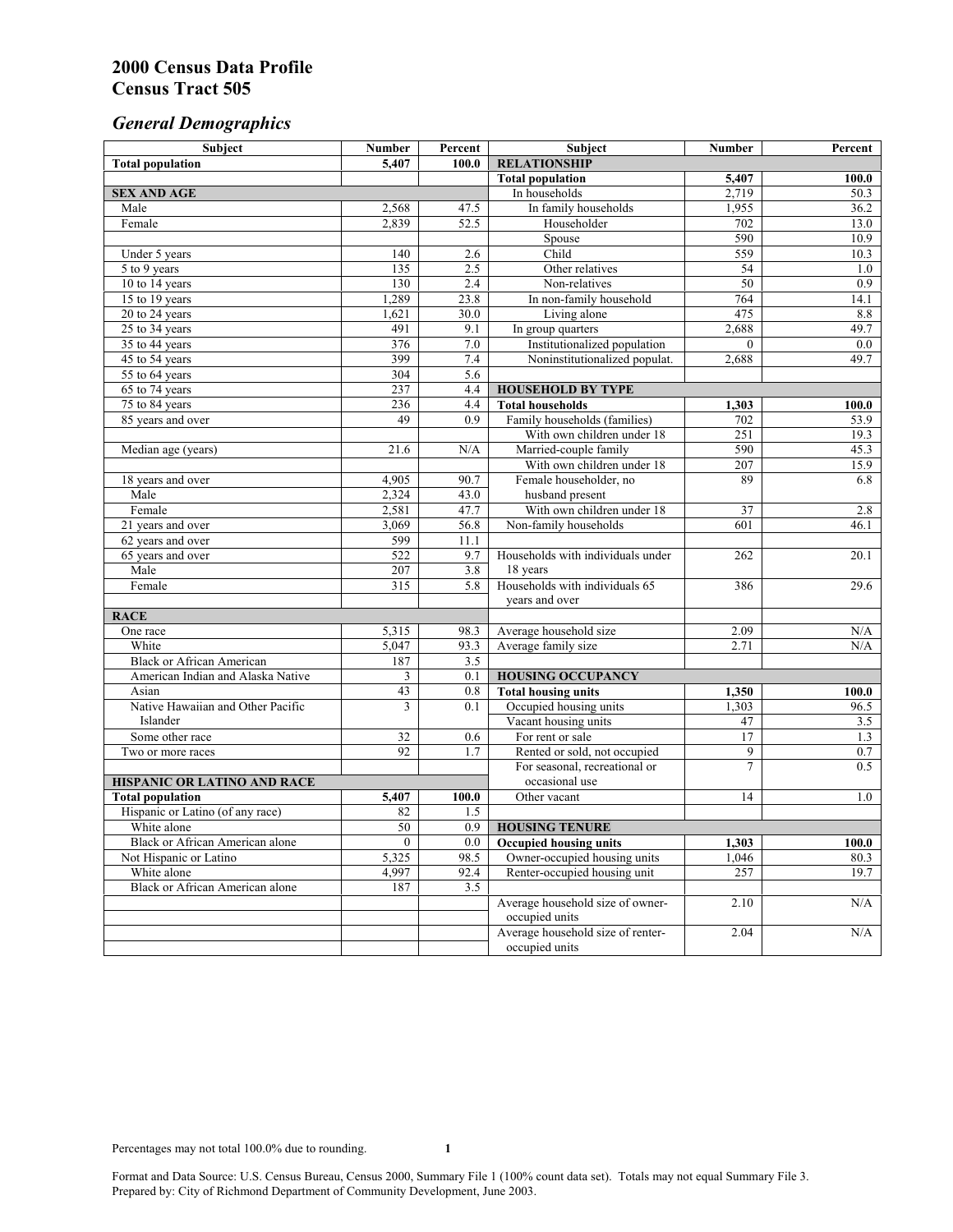# 2000 Census Data Profile
# Census Tract 505

## *General Demographics*

| Subject | Number | Percent | Subject | Number | Percent |
|---|---|---|---|---|---|
| **Total population** | **5,407** | **100.0** | **RELATIONSHIP** | | |
| | | | **Total population** | **5,407** | **100.0** |
| **SEX AND AGE** | | | In households | 2,719 | 50.3 |
| Male | 2,568 | 47.5 | In family households | 1,955 | 36.2 |
| Female | 2,839 | 52.5 | Householder | 702 | 13.0 |
| | | | Spouse | 590 | 10.9 |
| Under 5 years | 140 | 2.6 | Child | 559 | 10.3 |
| 5 to 9 years | 135 | 2.5 | Other relatives | 54 | 1.0 |
| 10 to 14 years | 130 | 2.4 | Non-relatives | 50 | 0.9 |
| 15 to 19 years | 1,289 | 23.8 | In non-family household | 764 | 14.1 |
| 20 to 24 years | 1,621 | 30.0 | Living alone | 475 | 8.8 |
| 25 to 34 years | 491 | 9.1 | In group quarters | 2,688 | 49.7 |
| 35 to 44 years | 376 | 7.0 | Institutionalized population | 0 | 0.0 |
| 45 to 54 years | 399 | 7.4 | Noninstitutionalized populat. | 2,688 | 49.7 |
| 55 to 64 years | 304 | 5.6 | | | |
| 65 to 74 years | 237 | 4.4 | **HOUSEHOLD BY TYPE** | | |
| 75 to 84 years | 236 | 4.4 | **Total households** | **1,303** | **100.0** |
| 85 years and over | 49 | 0.9 | Family households (families) | 702 | 53.9 |
| | | | With own children under 18 | 251 | 19.3 |
| Median age (years) | 21.6 | N/A | Married-couple family | 590 | 45.3 |
| | | | With own children under 18 | 207 | 15.9 |
| 18 years and over | 4,905 | 90.7 | Female householder, no husband present | 89 | 6.8 |
| Male | 2,324 | 43.0 | | | |
| Female | 2,581 | 47.7 | With own children under 18 | 37 | 2.8 |
| 21 years and over | 3,069 | 56.8 | Non-family households | 601 | 46.1 |
| 62 years and over | 599 | 11.1 | | | |
| 65 years and over | 522 | 9.7 | Households with individuals under 18 years | 262 | 20.1 |
| Male | 207 | 3.8 | | | |
| Female | 315 | 5.8 | Households with individuals 65 years and over | 386 | 29.6 |
| **RACE** | | | | | |
| One race | 5,315 | 98.3 | Average household size | 2.09 | N/A |
| White | 5,047 | 93.3 | Average family size | 2.71 | N/A |
| Black or African American | 187 | 3.5 | | | |
| American Indian and Alaska Native | 3 | 0.1 | **HOUSING OCCUPANCY** | | |
| Asian | 43 | 0.8 | **Total housing units** | **1,350** | **100.0** |
| Native Hawaiian and Other Pacific Islander | 3 | 0.1 | Occupied housing units | 1,303 | 96.5 |
| | | | Vacant housing units | 47 | 3.5 |
| Some other race | 32 | 0.6 | For rent or sale | 17 | 1.3 |
| Two or more races | 92 | 1.7 | Rented or sold, not occupied | 9 | 0.7 |
| | | | For seasonal, recreational or occasional use | 7 | 0.5 |
| **HISPANIC OR LATINO AND RACE** | | | | | |
| **Total population** | **5,407** | **100.0** | Other vacant | 14 | 1.0 |
| Hispanic or Latino (of any race) | 82 | 1.5 | | | |
| White alone | 50 | 0.9 | **HOUSING TENURE** | | |
| Black or African American alone | 0 | 0.0 | **Occupied housing units** | **1,303** | **100.0** |
| Not Hispanic or Latino | 5,325 | 98.5 | Owner-occupied housing units | 1,046 | 80.3 |
| White alone | 4,997 | 92.4 | Renter-occupied housing unit | 257 | 19.7 |
| Black or African American alone | 187 | 3.5 | | | |
| | | | Average household size of owner-occupied units | 2.10 | N/A |
| | | | Average household size of renter-occupied units | 2.04 | N/A |

Percentages may not total 100.0% due to rounding.

Format and Data Source: U.S. Census Bureau, Census 2000, Summary File 1 (100% count data set). Totals may not equal Summary File 3.
Prepared by: City of Richmond Department of Community Development, June 2003.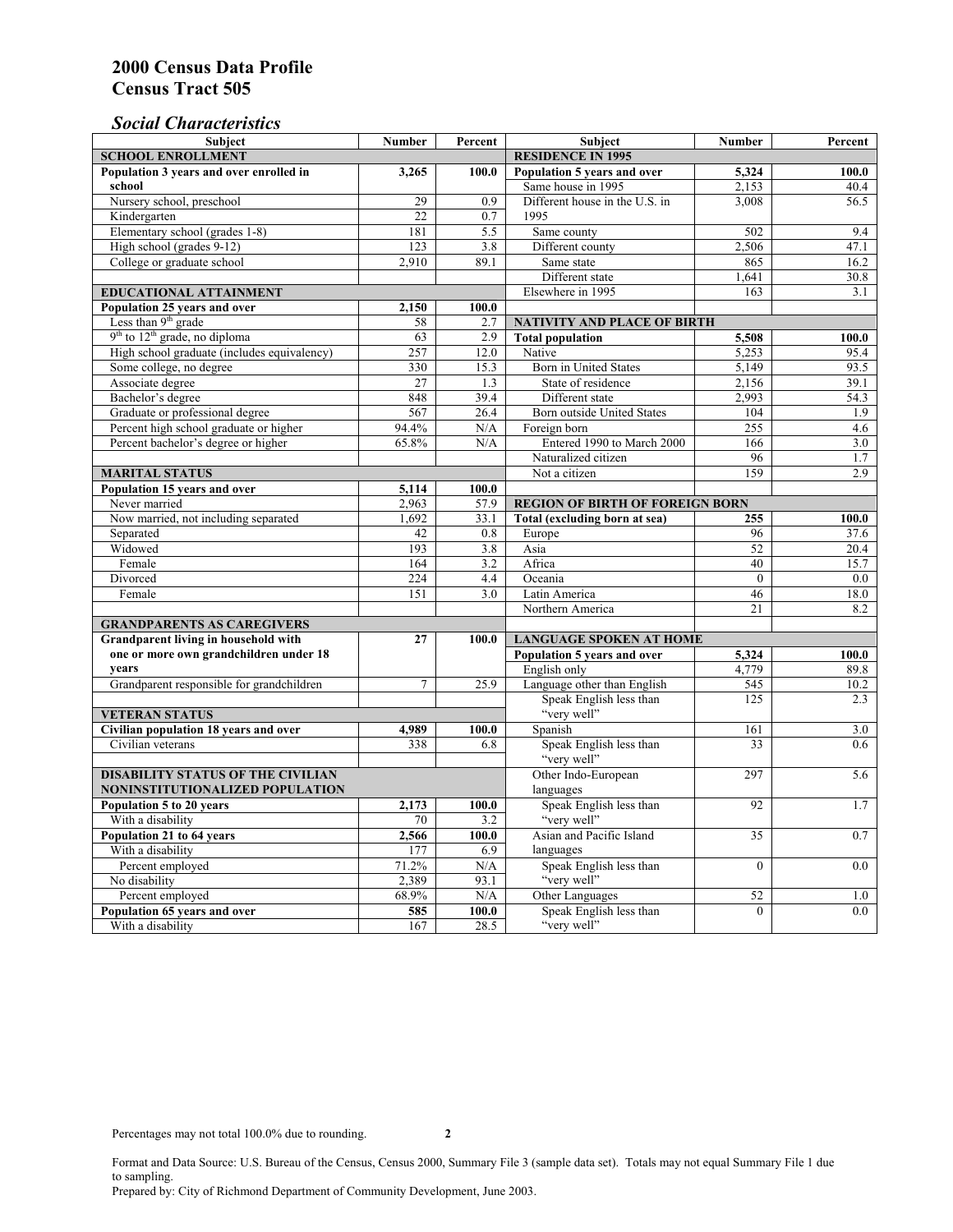# 2000 Census Data Profile
# Census Tract 505

### *Social Characteristics*

| Subject | Number | Percent |
|---|---|---|
| **SCHOOL ENROLLMENT** | | |
| **Population 3 years and over enrolled in school** | **3,265** | **100.0** |
| Nursery school, preschool | 29 | 0.9 |
| Kindergarten | 22 | 0.7 |
| Elementary school (grades 1-8) | 181 | 5.5 |
| High school (grades 9-12) | 123 | 3.8 |
| College or graduate school | 2,910 | 89.1 |
| **EDUCATIONAL ATTAINMENT** | | |
| **Population 25 years and over** | **2,150** | **100.0** |
| Less than 9th grade | 58 | 2.7 |
| 9th to 12th grade, no diploma | 63 | 2.9 |
| High school graduate (includes equivalency) | 257 | 12.0 |
| Some college, no degree | 330 | 15.3 |
| Associate degree | 27 | 1.3 |
| Bachelor's degree | 848 | 39.4 |
| Graduate or professional degree | 567 | 26.4 |
| Percent high school graduate or higher | 94.4% | N/A |
| Percent bachelor's degree or higher | 65.8% | N/A |
| **MARITAL STATUS** | | |
| **Population 15 years and over** | **5,114** | **100.0** |
| Never married | 2,963 | 57.9 |
| Now married, not including separated | 1,692 | 33.1 |
| Separated | 42 | 0.8 |
| Widowed | 193 | 3.8 |
| Female | 164 | 3.2 |
| Divorced | 224 | 4.4 |
| Female | 151 | 3.0 |
| **GRANDPARENTS AS CAREGIVERS** | | |
| **Grandparent living in household with one or more own grandchildren under 18 years** | **27** | **100.0** |
| Grandparent responsible for grandchildren | 7 | 25.9 |
| **VETERAN STATUS** | | |
| **Civilian population 18 years and over** | **4,989** | **100.0** |
| Civilian veterans | 338 | 6.8 |
| **DISABILITY STATUS OF THE CIVILIAN NONINSTITUTIONALIZED POPULATION** | | |
| **Population 5 to 20 years** | **2,173** | **100.0** |
| With a disability | 70 | 3.2 |
| **Population 21 to 64 years** | **2,566** | **100.0** |
| With a disability | 177 | 6.9 |
| Percent employed | 71.2% | N/A |
| No disability | 2,389 | 93.1 |
| Percent employed | 68.9% | N/A |
| **Population 65 years and over** | **585** | **100.0** |
| With a disability | 167 | 28.5 |

| Subject | Number | Percent |
|---|---|---|
| **RESIDENCE IN 1995** | | |
| **Population 5 years and over** | **5,324** | **100.0** |
| Same house in 1995 | 2,153 | 40.4 |
| Different house in the U.S. in 1995 | 3,008 | 56.5 |
| Same county | 502 | 9.4 |
| Different county | 2,506 | 47.1 |
| Same state | 865 | 16.2 |
| Different state | 1,641 | 30.8 |
| Elsewhere in 1995 | 163 | 3.1 |
| **NATIVITY AND PLACE OF BIRTH** | | |
| **Total population** | **5,508** | **100.0** |
| Native | 5,253 | 95.4 |
| Born in United States | 5,149 | 93.5 |
| State of residence | 2,156 | 39.1 |
| Different state | 2,993 | 54.3 |
| Born outside United States | 104 | 1.9 |
| Foreign born | 255 | 4.6 |
| Entered 1990 to March 2000 | 166 | 3.0 |
| Naturalized citizen | 96 | 1.7 |
| Not a citizen | 159 | 2.9 |
| **REGION OF BIRTH OF FOREIGN BORN** | | |
| **Total (excluding born at sea)** | **255** | **100.0** |
| Europe | 96 | 37.6 |
| Asia | 52 | 20.4 |
| Africa | 40 | 15.7 |
| Oceania | 0 | 0.0 |
| Latin America | 46 | 18.0 |
| Northern America | 21 | 8.2 |
| **LANGUAGE SPOKEN AT HOME** | | |
| **Population 5 years and over** | **5,324** | **100.0** |
| English only | 4,779 | 89.8 |
| Language other than English | 545 | 10.2 |
| Speak English less than "very well" | 125 | 2.3 |
| Spanish | 161 | 3.0 |
| Speak English less than "very well" | 33 | 0.6 |
| Other Indo-European languages | 297 | 5.6 |
| Speak English less than "very well" | 92 | 1.7 |
| Asian and Pacific Island languages | 35 | 0.7 |
| Speak English less than "very well" | 0 | 0.0 |
| Other Languages | 52 | 1.0 |
| Speak English less than "very well" | 0 | 0.0 |

Percentages may not total 100.0% due to rounding.

Format and Data Source: U.S. Bureau of the Census, Census 2000, Summary File 3 (sample data set). Totals may not equal Summary File 1 due to sampling.
Prepared by: City of Richmond Department of Community Development, June 2003.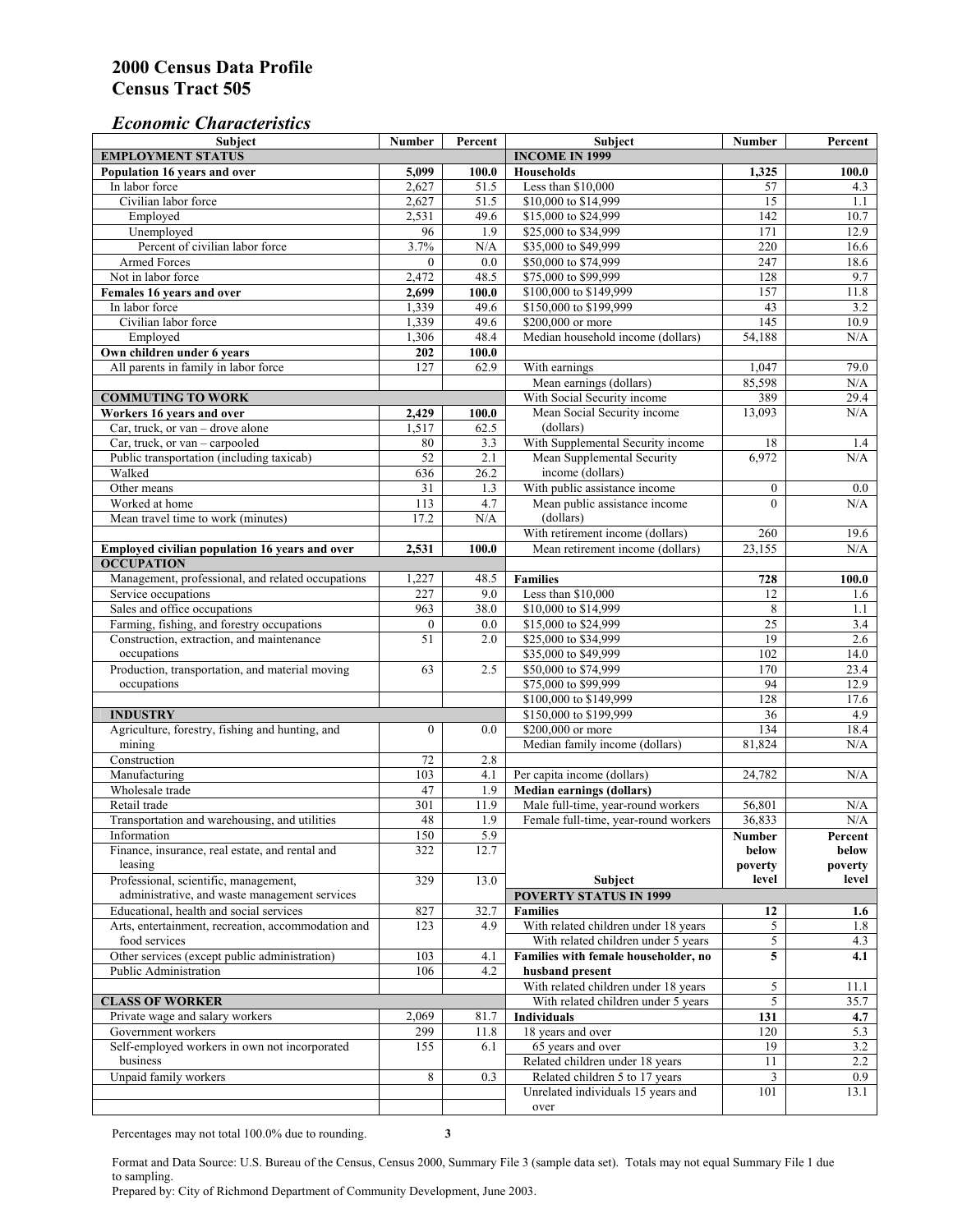# 2000 Census Data Profile
# Census Tract 505

## *Economic Characteristics*

| Subject | Number | Percent |
|---|---|---|
| **EMPLOYMENT STATUS** | | |
| **Population 16 years and over** | **5,099** | **100.0** |
| In labor force | 2,627 | 51.5 |
| Civilian labor force | 2,627 | 51.5 |
| Employed | 2,531 | 49.6 |
| Unemployed | 96 | 1.9 |
| Percent of civilian labor force | 3.7% | N/A |
| Armed Forces | 0 | 0.0 |
| Not in labor force | 2,472 | 48.5 |
| **Females 16 years and over** | **2,699** | **100.0** |
| In labor force | 1,339 | 49.6 |
| Civilian labor force | 1,339 | 49.6 |
| Employed | 1,306 | 48.4 |
| **Own children under 6 years** | **202** | **100.0** |
| All parents in family in labor force | 127 | 62.9 |
| **COMMUTING TO WORK** | | |
| **Workers 16 years and over** | **2,429** | **100.0** |
| Car, truck, or van – drove alone | 1,517 | 62.5 |
| Car, truck, or van – carpooled | 80 | 3.3 |
| Public transportation (including taxicab) | 52 | 2.1 |
| Walked | 636 | 26.2 |
| Other means | 31 | 1.3 |
| Worked at home | 113 | 4.7 |
| Mean travel time to work (minutes) | 17.2 | N/A |
| **Employed civilian population 16 years and over** | **2,531** | **100.0** |
| **OCCUPATION** | | |
| Management, professional, and related occupations | 1,227 | 48.5 |
| Service occupations | 227 | 9.0 |
| Sales and office occupations | 963 | 38.0 |
| Farming, fishing, and forestry occupations | 0 | 0.0 |
| Construction, extraction, and maintenance occupations | 51 | 2.0 |
| Production, transportation, and material moving occupations | 63 | 2.5 |
| **INDUSTRY** | | |
| Agriculture, forestry, fishing and hunting, and mining | 0 | 0.0 |
| Construction | 72 | 2.8 |
| Manufacturing | 103 | 4.1 |
| Wholesale trade | 47 | 1.9 |
| Retail trade | 301 | 11.9 |
| Transportation and warehousing, and utilities | 48 | 1.9 |
| Information | 150 | 5.9 |
| Finance, insurance, real estate, and rental and leasing | 322 | 12.7 |
| Professional, scientific, management, administrative, and waste management services | 329 | 13.0 |
| Educational, health and social services | 827 | 32.7 |
| Arts, entertainment, recreation, accommodation and food services | 123 | 4.9 |
| Other services (except public administration) | 103 | 4.1 |
| Public Administration | 106 | 4.2 |
| **CLASS OF WORKER** | | |
| Private wage and salary workers | 2,069 | 81.7 |
| Government workers | 299 | 11.8 |
| Self-employed workers in own not incorporated business | 155 | 6.1 |
| Unpaid family workers | 8 | 0.3 |

| Subject | Number | Percent |
|---|---|---|
| **INCOME IN 1999** | | |
| **Households** | **1,325** | **100.0** |
| Less than $10,000 | 57 | 4.3 |
| $10,000 to $14,999 | 15 | 1.1 |
| $15,000 to $24,999 | 142 | 10.7 |
| $25,000 to $34,999 | 171 | 12.9 |
| $35,000 to $49,999 | 220 | 16.6 |
| $50,000 to $74,999 | 247 | 18.6 |
| $75,000 to $99,999 | 128 | 9.7 |
| $100,000 to $149,999 | 157 | 11.8 |
| $150,000 to $199,999 | 43 | 3.2 |
| $200,000 or more | 145 | 10.9 |
| Median household income (dollars) | 54,188 | N/A |
| With earnings | 1,047 | 79.0 |
| Mean earnings (dollars) | 85,598 | N/A |
| With Social Security income | 389 | 29.4 |
| Mean Social Security income (dollars) | 13,093 | N/A |
| With Supplemental Security income | 18 | 1.4 |
| Mean Supplemental Security income (dollars) | 6,972 | N/A |
| With public assistance income | 0 | 0.0 |
| Mean public assistance income (dollars) | 0 | N/A |
| With retirement income (dollars) | 260 | 19.6 |
| Mean retirement income (dollars) | 23,155 | N/A |
| **Families** | **728** | **100.0** |
| Less than $10,000 | 12 | 1.6 |
| $10,000 to $14,999 | 8 | 1.1 |
| $15,000 to $24,999 | 25 | 3.4 |
| $25,000 to $34,999 | 19 | 2.6 |
| $35,000 to $49,999 | 102 | 14.0 |
| $50,000 to $74,999 | 170 | 23.4 |
| $75,000 to $99,999 | 94 | 12.9 |
| $100,000 to $149,999 | 128 | 17.6 |
| $150,000 to $199,999 | 36 | 4.9 |
| $200,000 or more | 134 | 18.4 |
| Median family income (dollars) | 81,824 | N/A |
| Per capita income (dollars) | 24,782 | N/A |
| **Median earnings (dollars)** | | |
| Male full-time, year-round workers | 56,801 | N/A |
| Female full-time, year-round workers | 36,833 | N/A |

| Subject | Number below poverty level | Percent below poverty level |
|---|---|---|
| **POVERTY STATUS IN 1999** | | |
| **Families** | **12** | **1.6** |
| With related children under 18 years | 5 | 1.8 |
| With related children under 5 years | 5 | 4.3 |
| **Families with female householder, no husband present** | **5** | **4.1** |
| With related children under 18 years | 5 | 11.1 |
| With related children under 5 years | 5 | 35.7 |
| **Individuals** | **131** | **4.7** |
| 18 years and over | 120 | 5.3 |
| 65 years and over | 19 | 3.2 |
| Related children under 18 years | 11 | 2.2 |
| Related children 5 to 17 years | 3 | 0.9 |
| Unrelated individuals 15 years and over | 101 | 13.1 |

Percentages may not total 100.0% due to rounding.

Format and Data Source: U.S. Bureau of the Census, Census 2000, Summary File 3 (sample data set). Totals may not equal Summary File 1 due to sampling.
Prepared by: City of Richmond Department of Community Development, June 2003.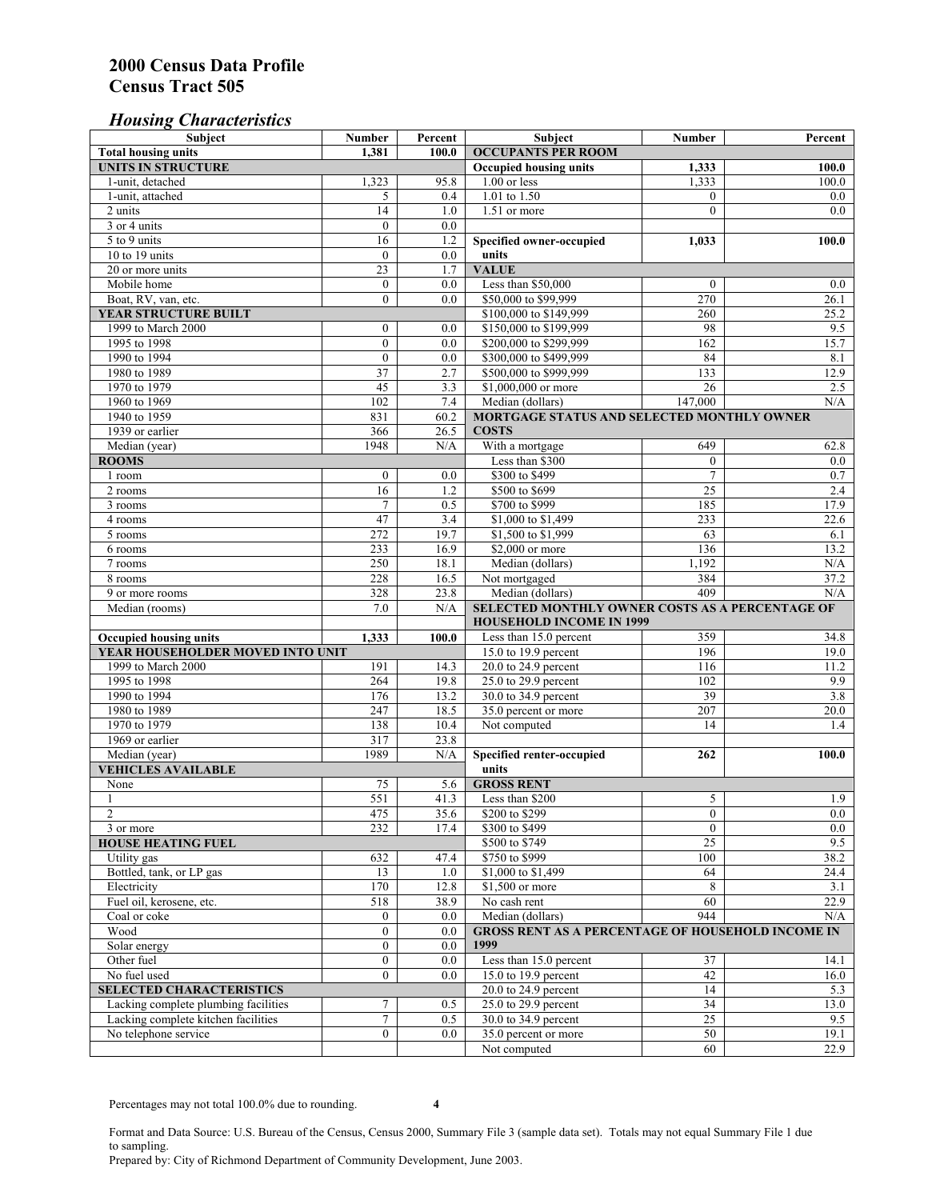# 2000 Census Data Profile
# Census Tract 505

## *Housing Characteristics*

| Subject | Number | Percent | Subject | Number | Percent |
|---|---|---|---|---|---|
| **Total housing units** | **1,381** | **100.0** | **OCCUPANTS PER ROOM** | | |
| **UNITS IN STRUCTURE** | | | **Occupied housing units** | **1,333** | **100.0** |
| 1-unit, detached | 1,323 | 95.8 | 1.00 or less | 1,333 | 100.0 |
| 1-unit, attached | 5 | 0.4 | 1.01 to 1.50 | 0 | 0.0 |
| 2 units | 14 | 1.0 | 1.51 or more | 0 | 0.0 |
| 3 or 4 units | 0 | 0.0 | | | |
| 5 to 9 units | 16 | 1.2 | **Specified owner-occupied units** | **1,033** | **100.0** |
| 10 to 19 units | 0 | 0.0 | | | |
| 20 or more units | 23 | 1.7 | **VALUE** | | |
| Mobile home | 0 | 0.0 | Less than $50,000 | 0 | 0.0 |
| Boat, RV, van, etc. | 0 | 0.0 | $50,000 to $99,999 | 270 | 26.1 |
| **YEAR STRUCTURE BUILT** | | | $100,000 to $149,999 | 260 | 25.2 |
| 1999 to March 2000 | 0 | 0.0 | $150,000 to $199,999 | 98 | 9.5 |
| 1995 to 1998 | 0 | 0.0 | $200,000 to $299,999 | 162 | 15.7 |
| 1990 to 1994 | 0 | 0.0 | $300,000 to $499,999 | 84 | 8.1 |
| 1980 to 1989 | 37 | 2.7 | $500,000 to $999,999 | 133 | 12.9 |
| 1970 to 1979 | 45 | 3.3 | $1,000,000 or more | 26 | 2.5 |
| 1960 to 1969 | 102 | 7.4 | Median (dollars) | 147,000 | N/A |
| 1940 to 1959 | 831 | 60.2 | **MORTGAGE STATUS AND SELECTED MONTHLY OWNER COSTS** | | |
| 1939 or earlier | 366 | 26.5 | | | |
| Median (year) | 1948 | N/A | With a mortgage | 649 | 62.8 |
| **ROOMS** | | | Less than $300 | 0 | 0.0 |
| 1 room | 0 | 0.0 | $300 to $499 | 7 | 0.7 |
| 2 rooms | 16 | 1.2 | $500 to $699 | 25 | 2.4 |
| 3 rooms | 7 | 0.5 | $700 to $999 | 185 | 17.9 |
| 4 rooms | 47 | 3.4 | $1,000 to $1,499 | 233 | 22.6 |
| 5 rooms | 272 | 19.7 | $1,500 to $1,999 | 63 | 6.1 |
| 6 rooms | 233 | 16.9 | $2,000 or more | 136 | 13.2 |
| 7 rooms | 250 | 18.1 | Median (dollars) | 1,192 | N/A |
| 8 rooms | 228 | 16.5 | Not mortgaged | 384 | 37.2 |
| 9 or more rooms | 328 | 23.8 | Median (dollars) | 409 | N/A |
| Median (rooms) | 7.0 | N/A | **SELECTED MONTHLY OWNER COSTS AS A PERCENTAGE OF HOUSEHOLD INCOME IN 1999** | | |
| **Occupied housing units** | **1,333** | **100.0** | Less than 15.0 percent | 359 | 34.8 |
| **YEAR HOUSEHOLDER MOVED INTO UNIT** | | | 15.0 to 19.9 percent | 196 | 19.0 |
| 1999 to March 2000 | 191 | 14.3 | 20.0 to 24.9 percent | 116 | 11.2 |
| 1995 to 1998 | 264 | 19.8 | 25.0 to 29.9 percent | 102 | 9.9 |
| 1990 to 1994 | 176 | 13.2 | 30.0 to 34.9 percent | 39 | 3.8 |
| 1980 to 1989 | 247 | 18.5 | 35.0 percent or more | 207 | 20.0 |
| 1970 to 1979 | 138 | 10.4 | Not computed | 14 | 1.4 |
| 1969 or earlier | 317 | 23.8 | | | |
| Median (year) | 1989 | N/A | **Specified renter-occupied units** | **262** | **100.0** |
| **VEHICLES AVAILABLE** | | | | | |
| None | 75 | 5.6 | **GROSS RENT** | | |
| 1 | 551 | 41.3 | Less than $200 | 5 | 1.9 |
| 2 | 475 | 35.6 | $200 to $299 | 0 | 0.0 |
| 3 or more | 232 | 17.4 | $300 to $499 | 0 | 0.0 |
| **HOUSE HEATING FUEL** | | | $500 to $749 | 25 | 9.5 |
| Utility gas | 632 | 47.4 | $750 to $999 | 100 | 38.2 |
| Bottled, tank, or LP gas | 13 | 1.0 | $1,000 to $1,499 | 64 | 24.4 |
| Electricity | 170 | 12.8 | $1,500 or more | 8 | 3.1 |
| Fuel oil, kerosene, etc. | 518 | 38.9 | No cash rent | 60 | 22.9 |
| Coal or coke | 0 | 0.0 | Median (dollars) | 944 | N/A |
| Wood | 0 | 0.0 | **GROSS RENT AS A PERCENTAGE OF HOUSEHOLD INCOME IN 1999** | | |
| Solar energy | 0 | 0.0 | | | |
| Other fuel | 0 | 0.0 | Less than 15.0 percent | 37 | 14.1 |
| No fuel used | 0 | 0.0 | 15.0 to 19.9 percent | 42 | 16.0 |
| **SELECTED CHARACTERISTICS** | | | 20.0 to 24.9 percent | 14 | 5.3 |
| Lacking complete plumbing facilities | 7 | 0.5 | 25.0 to 29.9 percent | 34 | 13.0 |
| Lacking complete kitchen facilities | 7 | 0.5 | 30.0 to 34.9 percent | 25 | 9.5 |
| No telephone service | 0 | 0.0 | 35.0 percent or more | 50 | 19.1 |
| | | | Not computed | 60 | 22.9 |

Percentages may not total 100.0% due to rounding.

Format and Data Source: U.S. Bureau of the Census, Census 2000, Summary File 3 (sample data set). Totals may not equal Summary File 1 due to sampling.
Prepared by: City of Richmond Department of Community Development, June 2003.